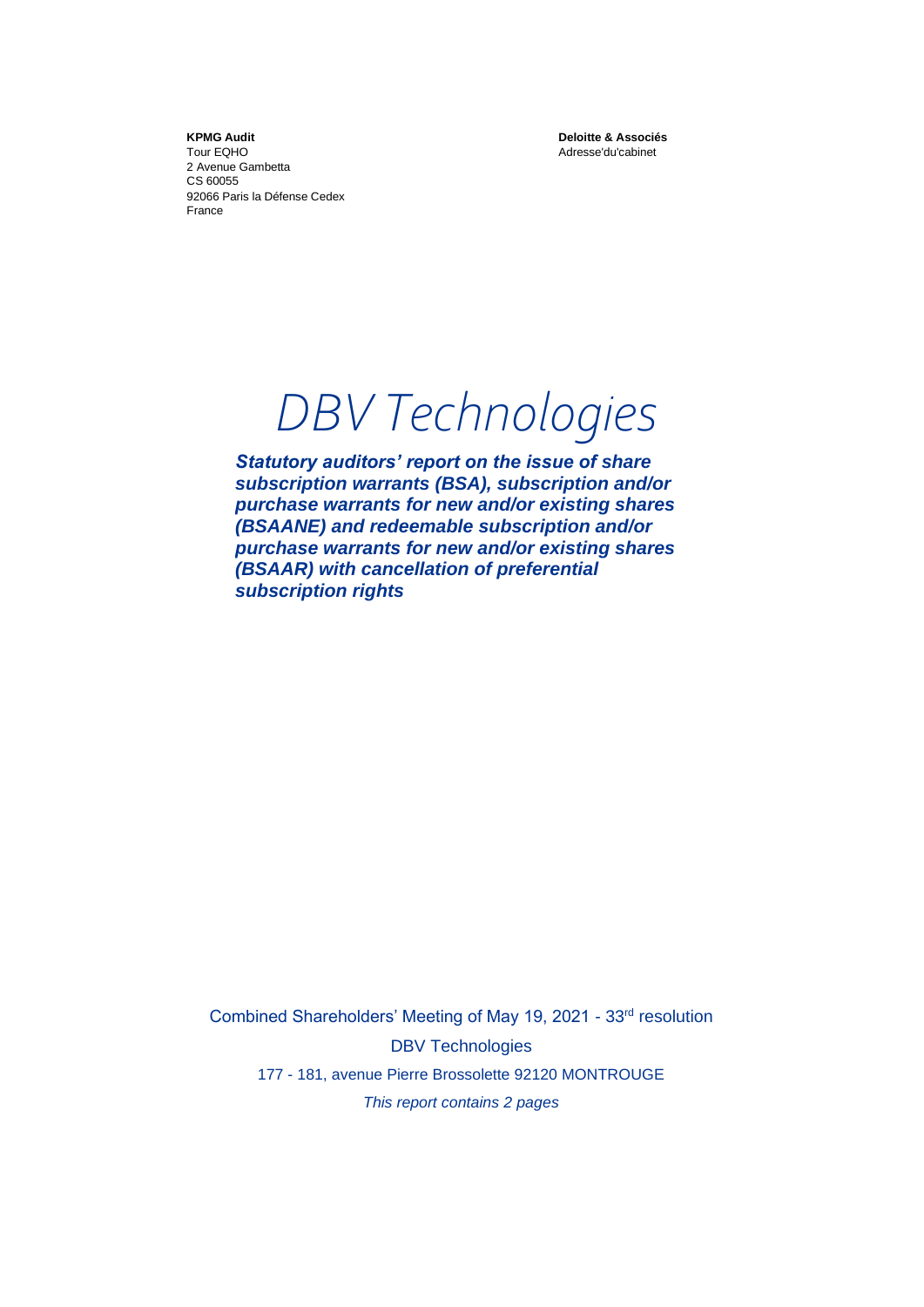**KPMG Audit**
Tour EQHO
2 Avenue Gambetta
CS 60055
92066 Paris la Défense Cedex
France

**Deloitte & Associés**
Adresse'du'cabinet

# DBV Technologies

## *Statutory auditors' report on the issue of share subscription warrants (BSA), subscription and/or purchase warrants for new and/or existing shares (BSAANE) and redeemable subscription and/or purchase warrants for new and/or existing shares (BSAAR) with cancellation of preferential subscription rights*

Combined Shareholders' Meeting of May 19, 2021 - 33rd resolution

DBV Technologies

177 - 181, avenue Pierre Brossolette 92120 MONTROUGE

*This report contains 2 pages*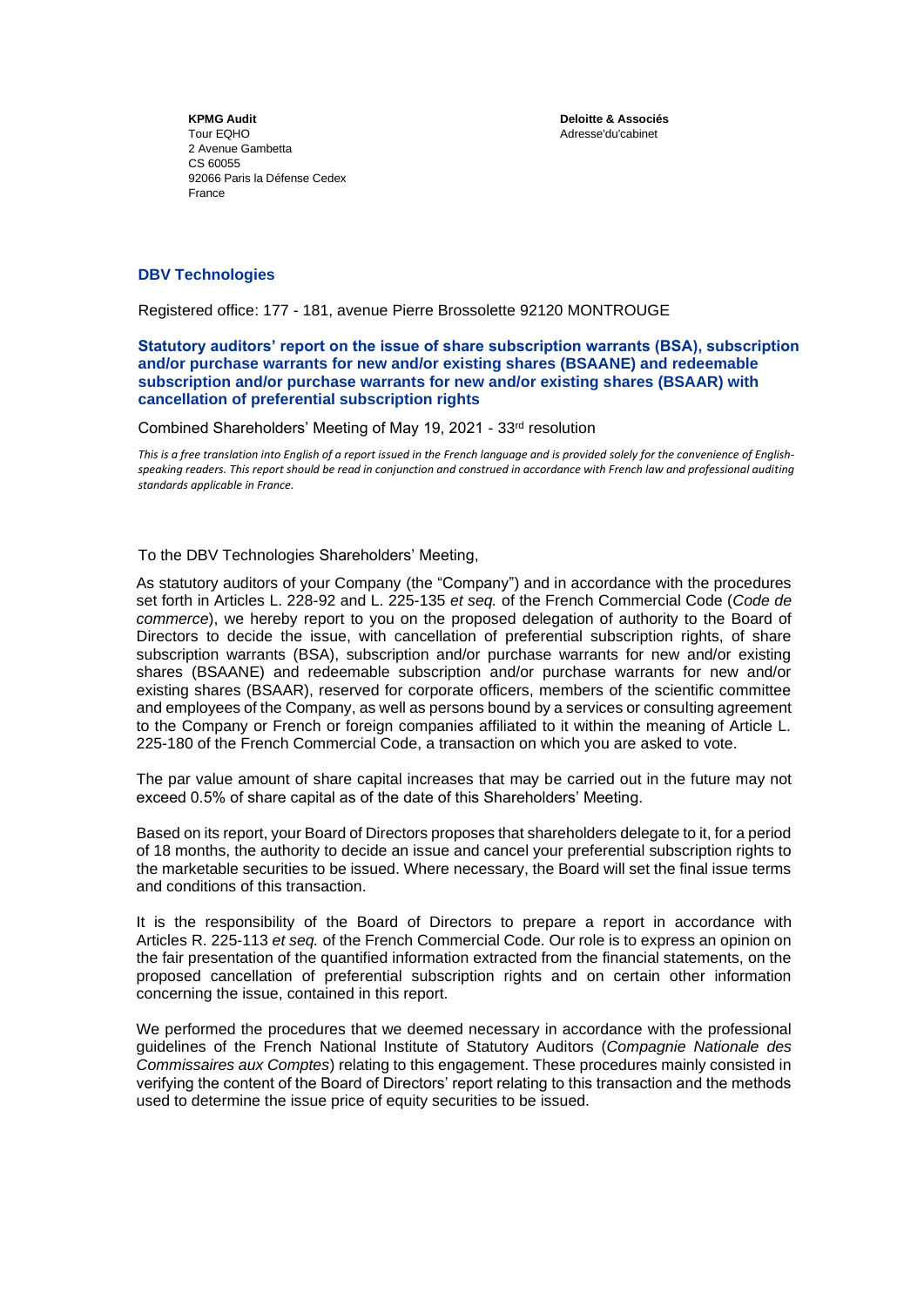**KPMG Audit**
Tour EQHO
2 Avenue Gambetta
CS 60055
92066 Paris la Défense Cedex
France

**Deloitte & Associés**
Adresse'du'cabinet

## DBV Technologies

Registered office: 177 - 181, avenue Pierre Brossolette 92120 MONTROUGE

### Statutory auditors' report on the issue of share subscription warrants (BSA), subscription and/or purchase warrants for new and/or existing shares (BSAANE) and redeemable subscription and/or purchase warrants for new and/or existing shares (BSAAR) with cancellation of preferential subscription rights

Combined Shareholders' Meeting of May 19, 2021 - 33rd resolution

*This is a free translation into English of a report issued in the French language and is provided solely for the convenience of English-speaking readers. This report should be read in conjunction and construed in accordance with French law and professional auditing standards applicable in France.*

To the DBV Technologies Shareholders' Meeting,

As statutory auditors of your Company (the "Company") and in accordance with the procedures set forth in Articles L. 228-92 and L. 225-135 *et seq.* of the French Commercial Code (*Code de commerce*), we hereby report to you on the proposed delegation of authority to the Board of Directors to decide the issue, with cancellation of preferential subscription rights, of share subscription warrants (BSA), subscription and/or purchase warrants for new and/or existing shares (BSAANE) and redeemable subscription and/or purchase warrants for new and/or existing shares (BSAAR), reserved for corporate officers, members of the scientific committee and employees of the Company, as well as persons bound by a services or consulting agreement to the Company or French or foreign companies affiliated to it within the meaning of Article L. 225-180 of the French Commercial Code, a transaction on which you are asked to vote.

The par value amount of share capital increases that may be carried out in the future may not exceed 0.5% of share capital as of the date of this Shareholders' Meeting.

Based on its report, your Board of Directors proposes that shareholders delegate to it, for a period of 18 months, the authority to decide an issue and cancel your preferential subscription rights to the marketable securities to be issued. Where necessary, the Board will set the final issue terms and conditions of this transaction.

It is the responsibility of the Board of Directors to prepare a report in accordance with Articles R. 225-113 *et seq.* of the French Commercial Code. Our role is to express an opinion on the fair presentation of the quantified information extracted from the financial statements, on the proposed cancellation of preferential subscription rights and on certain other information concerning the issue, contained in this report.

We performed the procedures that we deemed necessary in accordance with the professional guidelines of the French National Institute of Statutory Auditors (*Compagnie Nationale des Commissaires aux Comptes*) relating to this engagement. These procedures mainly consisted in verifying the content of the Board of Directors' report relating to this transaction and the methods used to determine the issue price of equity securities to be issued.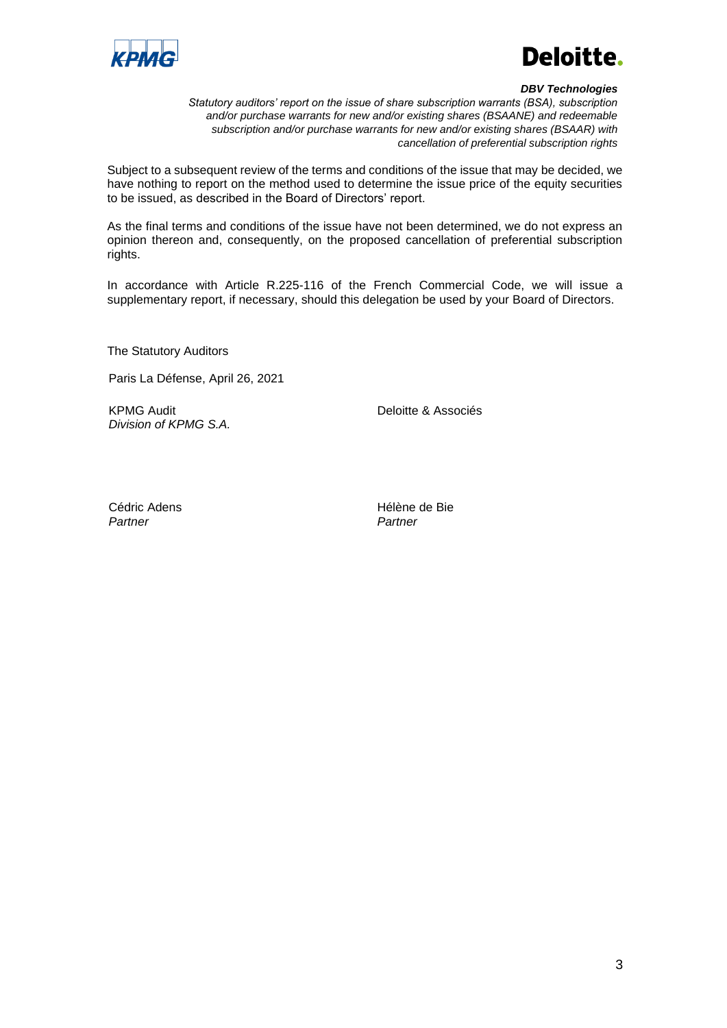Subject to a subsequent review of the terms and conditions of the issue that may be decided, we have nothing to report on the method used to determine the issue price of the equity securities to be issued, as described in the Board of Directors' report.

As the final terms and conditions of the issue have not been determined, we do not express an opinion thereon and, consequently, on the proposed cancellation of preferential subscription rights.

In accordance with Article R.225-116 of the French Commercial Code, we will issue a supplementary report, if necessary, should this delegation be used by your Board of Directors.

The Statutory Auditors

Paris La Défense, April 26, 2021

| | |
|---|---|
| KPMG Audit<br>*Division of KPMG S.A.* | Deloitte & Associés |
| Cédric Adens<br>*Partner* | Hélène de Bie<br>*Partner* |